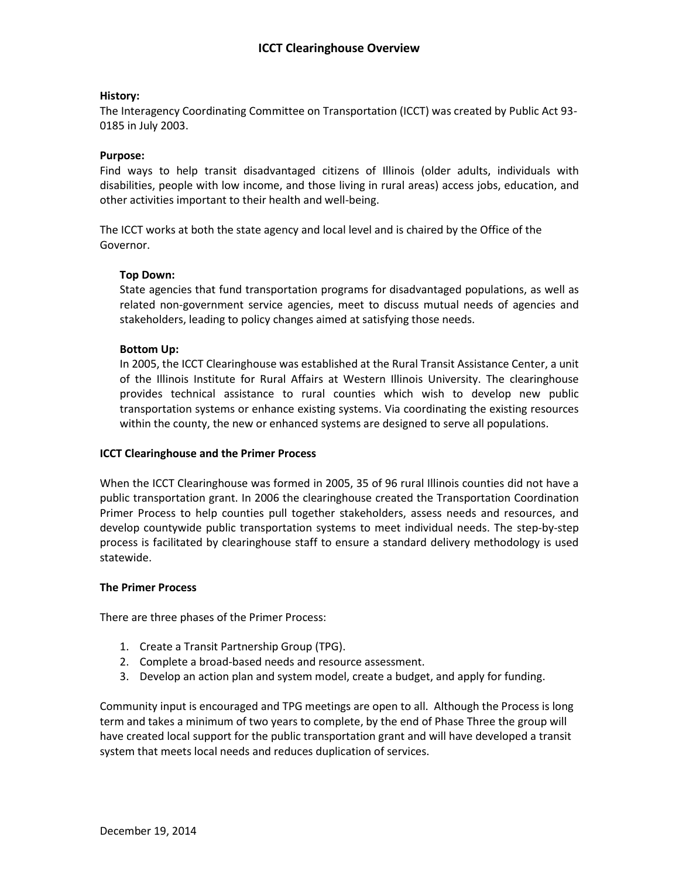# ICCT Clearinghouse Overview

**History:**
The Interagency Coordinating Committee on Transportation (ICCT) was created by Public Act 93-0185 in July 2003.

**Purpose:**
Find ways to help transit disadvantaged citizens of Illinois (older adults, individuals with disabilities, people with low income, and those living in rural areas) access jobs, education, and other activities important to their health and well-being.

The ICCT works at both the state agency and local level and is chaired by the Office of the Governor.

**Top Down:**
State agencies that fund transportation programs for disadvantaged populations, as well as related non-government service agencies, meet to discuss mutual needs of agencies and stakeholders, leading to policy changes aimed at satisfying those needs.

**Bottom Up:**
In 2005, the ICCT Clearinghouse was established at the Rural Transit Assistance Center, a unit of the Illinois Institute for Rural Affairs at Western Illinois University. The clearinghouse provides technical assistance to rural counties which wish to develop new public transportation systems or enhance existing systems. Via coordinating the existing resources within the county, the new or enhanced systems are designed to serve all populations.

**ICCT Clearinghouse and the Primer Process**

When the ICCT Clearinghouse was formed in 2005, 35 of 96 rural Illinois counties did not have a public transportation grant. In 2006 the clearinghouse created the Transportation Coordination Primer Process to help counties pull together stakeholders, assess needs and resources, and develop countywide public transportation systems to meet individual needs. The step-by-step process is facilitated by clearinghouse staff to ensure a standard delivery methodology is used statewide.

**The Primer Process**

There are three phases of the Primer Process:

1. Create a Transit Partnership Group (TPG).
2. Complete a broad-based needs and resource assessment.
3. Develop an action plan and system model, create a budget, and apply for funding.

Community input is encouraged and TPG meetings are open to all. Although the Process is long term and takes a minimum of two years to complete, by the end of Phase Three the group will have created local support for the public transportation grant and will have developed a transit system that meets local needs and reduces duplication of services.

December 19, 2014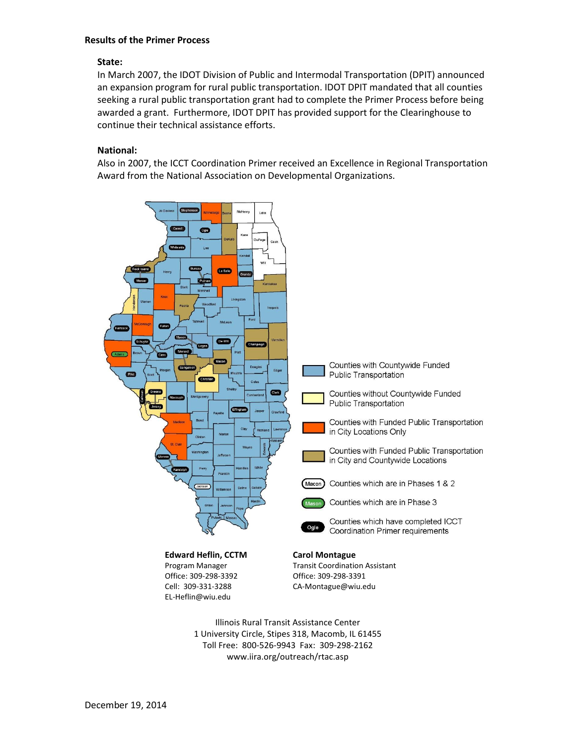**Results of the Primer Process**

**State:**

In March 2007, the IDOT Division of Public and Intermodal Transportation (DPIT) announced an expansion program for rural public transportation. IDOT DPIT mandated that all counties seeking a rural public transportation grant had to complete the Primer Process before being awarded a grant. Furthermore, IDOT DPIT has provided support for the Clearinghouse to continue their technical assistance efforts.

**National:**

Also in 2007, the ICCT Coordination Primer received an Excellence in Regional Transportation Award from the National Association on Developmental Organizations.

Counties with Countywide Funded Public Transportation

Counties without Countywide Funded Public Transportation

Counties with Funded Public Transportation in City Locations Only

Counties with Funded Public Transportation in City and Countywide Locations

Macon Counties which are in Phases 1 & 2

Mason Counties which are in Phase 3

Ogle Counties which have completed ICCT Coordination Primer requirements

**Edward Heflin, CCTM**
Program Manager
Office: 309-298-3392
Cell: 309-331-3288
EL-Heflin@wiu.edu

**Carol Montague**
Transit Coordination Assistant
Office: 309-298-3391
CA-Montague@wiu.edu

Illinois Rural Transit Assistance Center
1 University Circle, Stipes 318, Macomb, IL 61455
Toll Free: 800-526-9943 Fax: 309-298-2162
www.iira.org/outreach/rtac.asp

December 19, 2014